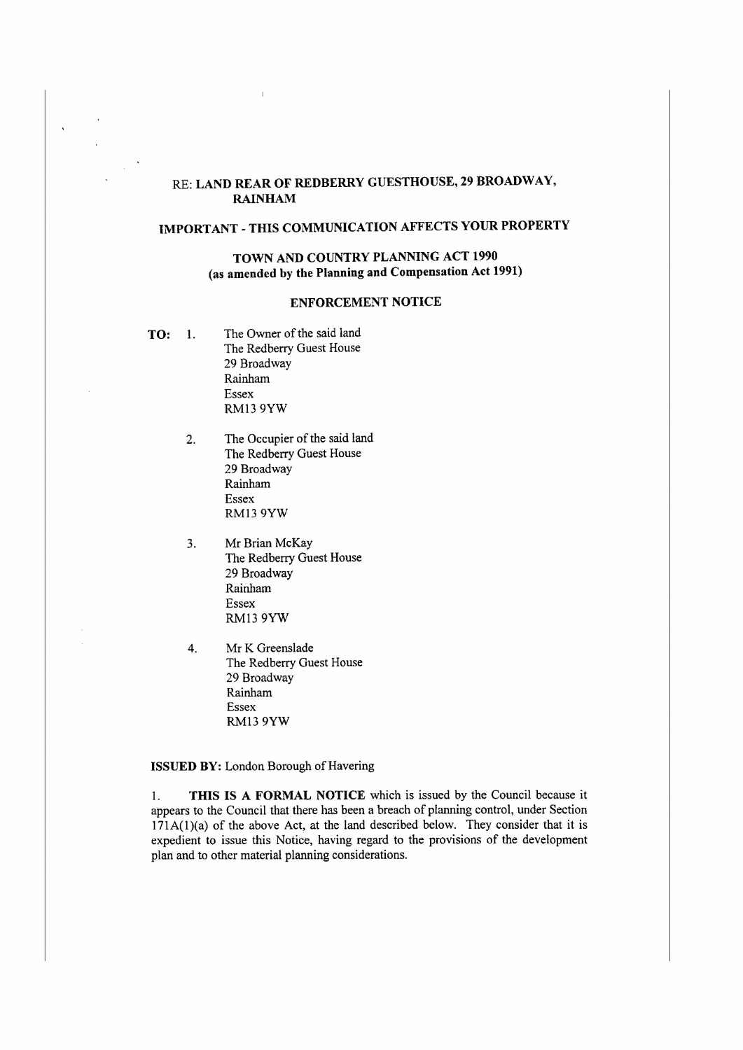RE: **LAND REAR OF REDBERRY GUESTHOUSE, 29 BROADWAY, RAINHAM**

**IMPORTANT - THIS COMMUNICATION AFFECTS YOUR PROPERTY**

**TOWN AND COUNTRY PLANNING ACT 1990**
**(as amended by the Planning and Compensation Act 1991)**

**ENFORCEMENT NOTICE**

**TO:**

1. The Owner of the said land
   The Redberry Guest House
   29 Broadway
   Rainham
   Essex
   RM13 9YW

2. The Occupier of the said land
   The Redberry Guest House
   29 Broadway
   Rainham
   Essex
   RM13 9YW

3. Mr Brian McKay
   The Redberry Guest House
   29 Broadway
   Rainham
   Essex
   RM13 9YW

4. Mr K Greenslade
   The Redberry Guest House
   29 Broadway
   Rainham
   Essex
   RM13 9YW

**ISSUED BY:** London Borough of Havering

1. **THIS IS A FORMAL NOTICE** which is issued by the Council because it appears to the Council that there has been a breach of planning control, under Section 171A(1)(a) of the above Act, at the land described below. They consider that it is expedient to issue this Notice, having regard to the provisions of the development plan and to other material planning considerations.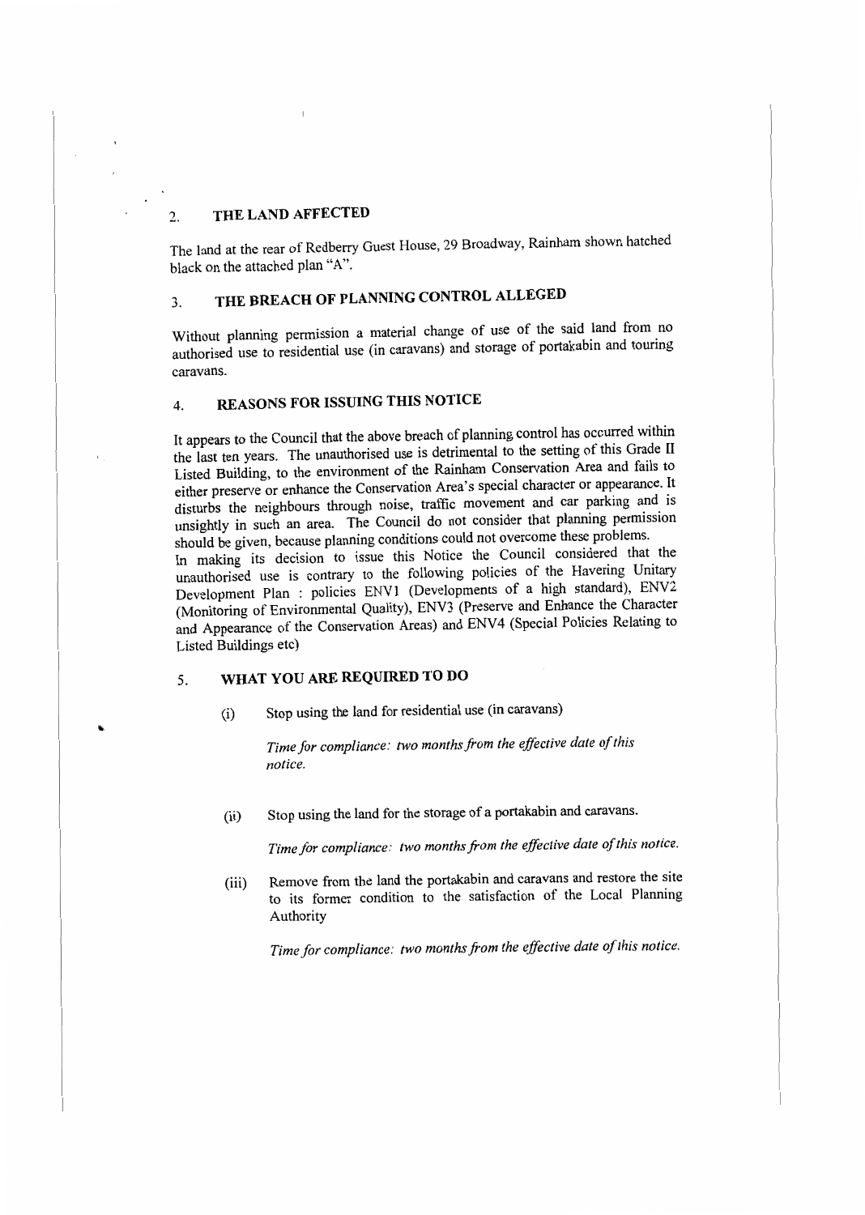## 2. THE LAND AFFECTED

The land at the rear of Redberry Guest House, 29 Broadway, Rainham shown hatched black on the attached plan "A".

## 3. THE BREACH OF PLANNING CONTROL ALLEGED

Without planning permission a material change of use of the said land from no authorised use to residential use (in caravans) and storage of portakabin and touring caravans.

## 4. REASONS FOR ISSUING THIS NOTICE

It appears to the Council that the above breach of planning control has occurred within the last ten years. The unauthorised use is detrimental to the setting of this Grade II Listed Building, to the environment of the Rainham Conservation Area and fails to either preserve or enhance the Conservation Area's special character or appearance. It disturbs the neighbours through noise, traffic movement and car parking and is unsightly in such an area. The Council do not consider that planning permission should be given, because planning conditions could not overcome these problems.

In making its decision to issue this Notice the Council considered that the unauthorised use is contrary to the following policies of the Havering Unitary Development Plan : policies ENV1 (Developments of a high standard), ENV2 (Monitoring of Environmental Quality), ENV3 (Preserve and Enhance the Character and Appearance of the Conservation Areas) and ENV4 (Special Policies Relating to Listed Buildings etc)

## 5. WHAT YOU ARE REQUIRED TO DO

(i) Stop using the land for residential use (in caravans)

*Time for compliance: two months from the effective date of this notice.*

(ii) Stop using the land for the storage of a portakabin and caravans.

*Time for compliance: two months from the effective date of this notice.*

(iii) Remove from the land the portakabin and caravans and restore the site to its former condition to the satisfaction of the Local Planning Authority

*Time for compliance: two months from the effective date of this notice.*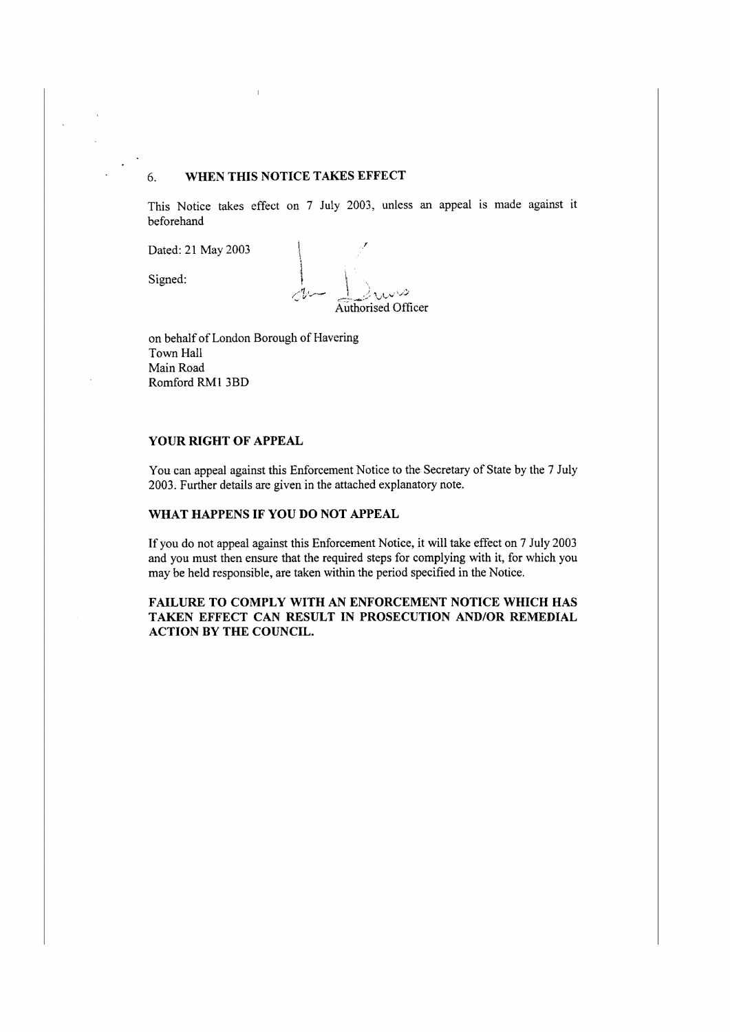## 6. WHEN THIS NOTICE TAKES EFFECT

This Notice takes effect on 7 July 2003, unless an appeal is made against it beforehand

Dated: 21 May 2003

Signed:

Authorised Officer

on behalf of London Borough of Havering
Town Hall
Main Road
Romford RM1 3BD

## YOUR RIGHT OF APPEAL

You can appeal against this Enforcement Notice to the Secretary of State by the 7 July 2003. Further details are given in the attached explanatory note.

## WHAT HAPPENS IF YOU DO NOT APPEAL

If you do not appeal against this Enforcement Notice, it will take effect on 7 July 2003 and you must then ensure that the required steps for complying with it, for which you may be held responsible, are taken within the period specified in the Notice.

**FAILURE TO COMPLY WITH AN ENFORCEMENT NOTICE WHICH HAS TAKEN EFFECT CAN RESULT IN PROSECUTION AND/OR REMEDIAL ACTION BY THE COUNCIL.**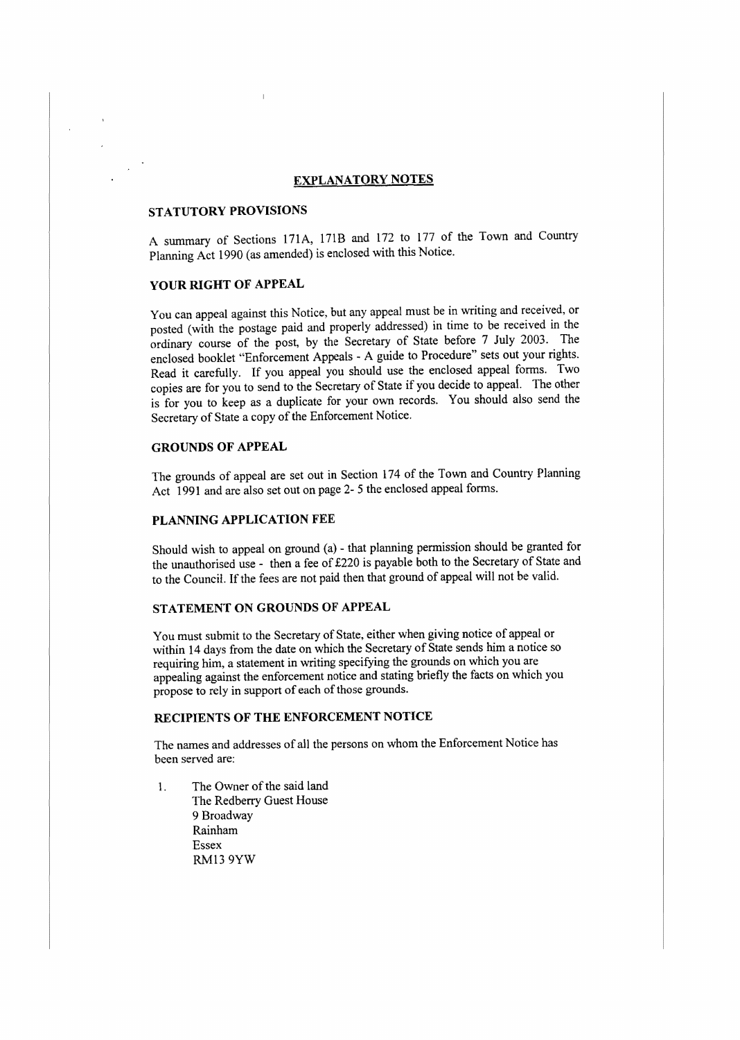## EXPLANATORY NOTES

### STATUTORY PROVISIONS

A summary of Sections 171A, 171B and 172 to 177 of the Town and Country Planning Act 1990 (as amended) is enclosed with this Notice.

### YOUR RIGHT OF APPEAL

You can appeal against this Notice, but any appeal must be in writing and received, or posted (with the postage paid and properly addressed) in time to be received in the ordinary course of the post, by the Secretary of State before 7 July 2003. The enclosed booklet "Enforcement Appeals - A guide to Procedure" sets out your rights. Read it carefully. If you appeal you should use the enclosed appeal forms. Two copies are for you to send to the Secretary of State if you decide to appeal. The other is for you to keep as a duplicate for your own records. You should also send the Secretary of State a copy of the Enforcement Notice.

### GROUNDS OF APPEAL

The grounds of appeal are set out in Section 174 of the Town and Country Planning Act 1991 and are also set out on page 2- 5 the enclosed appeal forms.

### PLANNING APPLICATION FEE

Should wish to appeal on ground (a) - that planning permission should be granted for the unauthorised use - then a fee of £220 is payable both to the Secretary of State and to the Council. If the fees are not paid then that ground of appeal will not be valid.

### STATEMENT ON GROUNDS OF APPEAL

You must submit to the Secretary of State, either when giving notice of appeal or within 14 days from the date on which the Secretary of State sends him a notice so requiring him, a statement in writing specifying the grounds on which you are appealing against the enforcement notice and stating briefly the facts on which you propose to rely in support of each of those grounds.

### RECIPIENTS OF THE ENFORCEMENT NOTICE

The names and addresses of all the persons on whom the Enforcement Notice has been served are:

1. The Owner of the said land
   The Redberry Guest House
   9 Broadway
   Rainham
   Essex
   RM13 9YW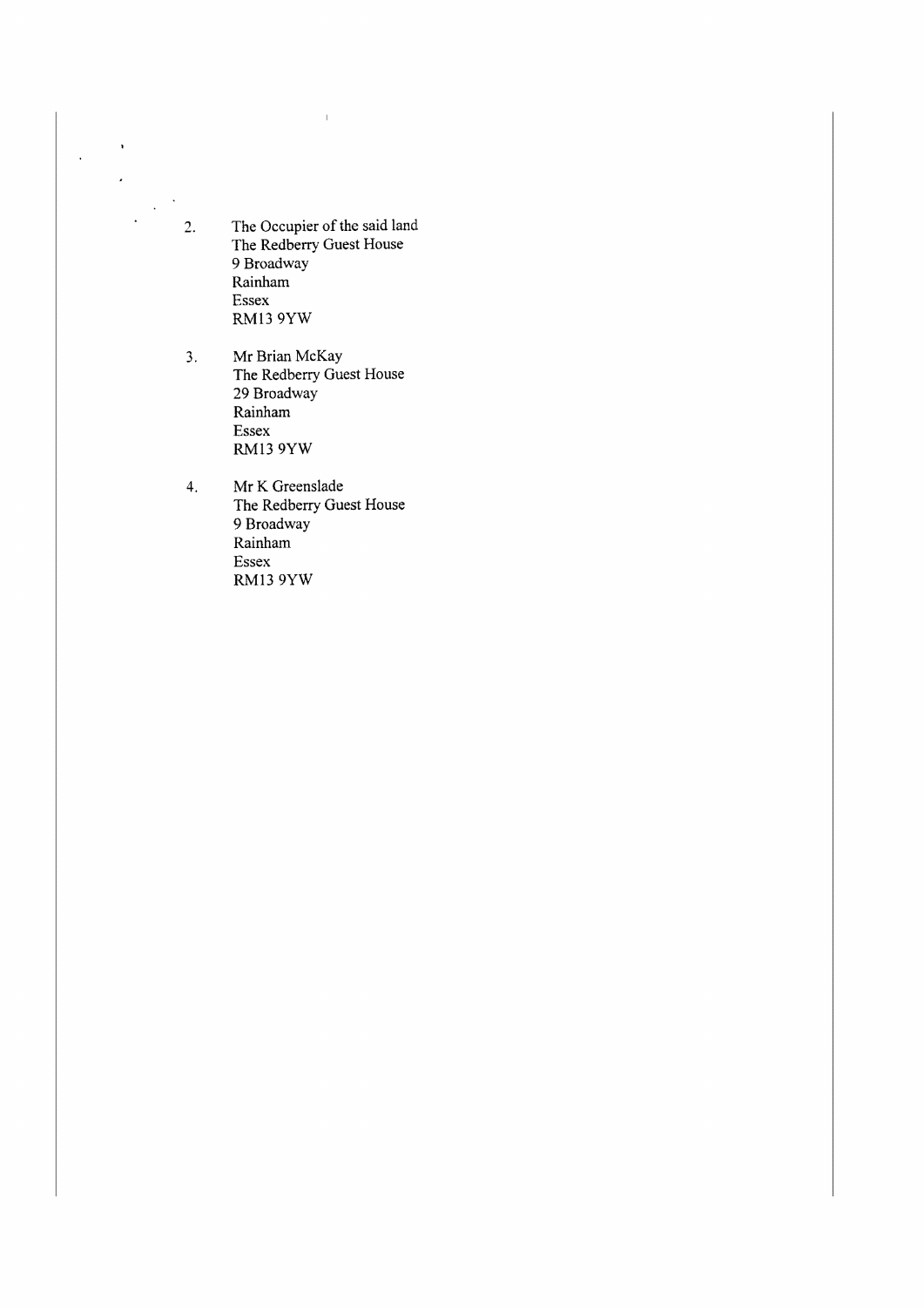2. The Occupier of the said land  
   The Redberry Guest House  
   9 Broadway  
   Rainham  
   Essex  
   RM13 9YW

3. Mr Brian McKay  
   The Redberry Guest House  
   29 Broadway  
   Rainham  
   Essex  
   RM13 9YW

4. Mr K Greenslade  
   The Redberry Guest House  
   9 Broadway  
   Rainham  
   Essex  
   RM13 9YW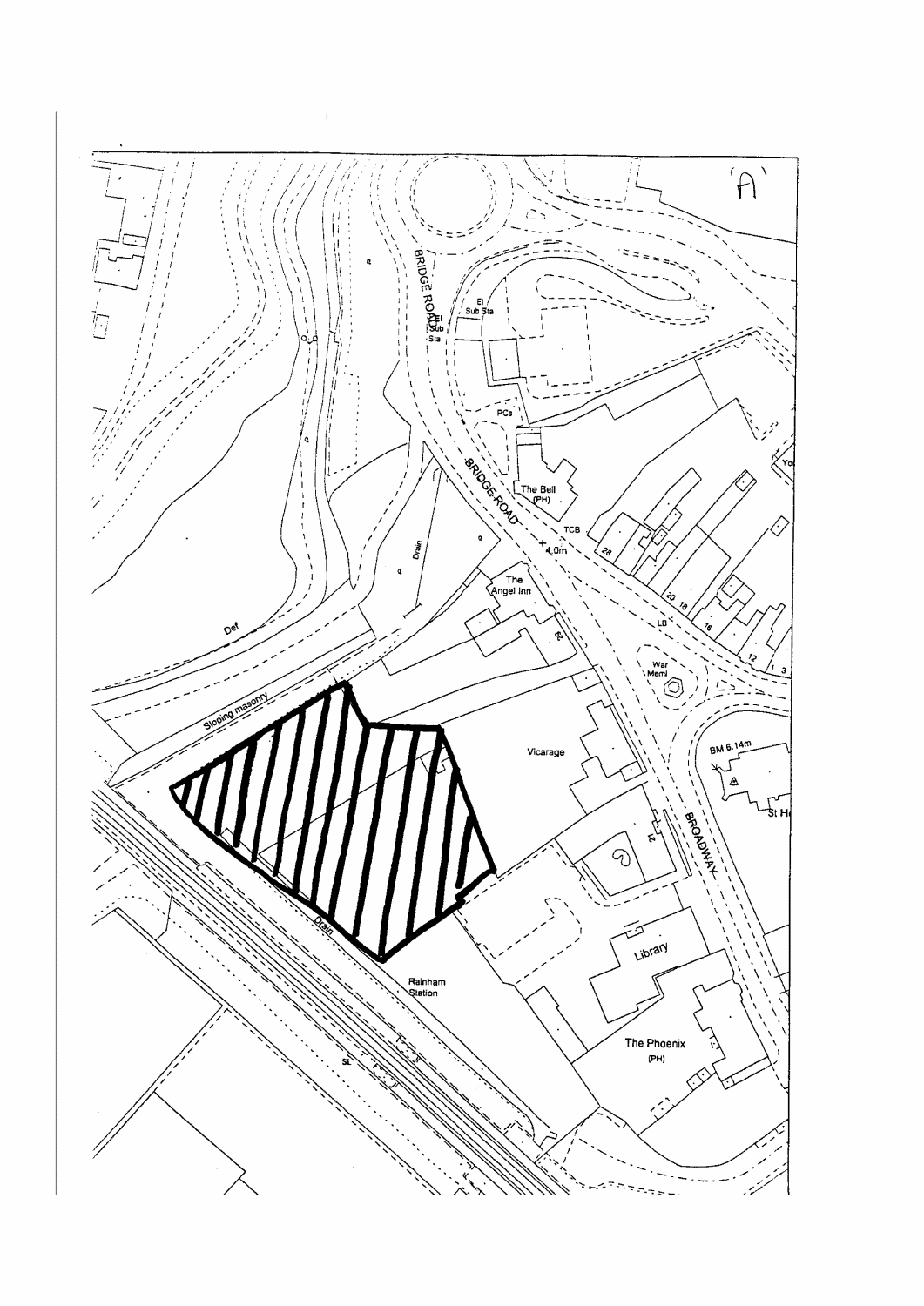'A'

BRIDGE ROAD

El Sub Sta

El Sub Sta

PCs

BRIDGE ROAD

The Bell (PH)

TCB

4.0m

28

The Angel Inn

20

18

16

LB

12

1

3

War Meml

Def

Drain

Sloping masonry

Vicarage

BM 6.14m

St H

21

BROADWAY

Drain

Rainham Station

Library

The Phoenix (PH)

SL